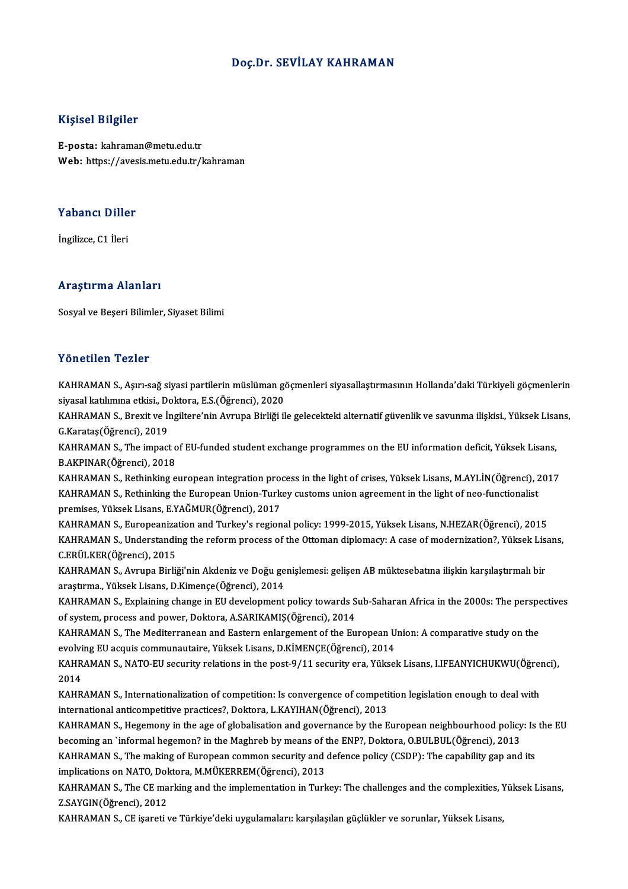# Doç.Dr. SEVİLAY KAHRAMAN

## Kişisel Bilgiler

**E-posta:** kahraman@metu.edu.tr
**Web:** https://avesis.metu.edu.tr/kahraman

## Yabancı Diller

İngilizce, C1 İleri

## Araştırma Alanları

Sosyal ve Beşeri Bilimler, Siyaset Bilimi

## Yönetilen Tezler

KAHRAMAN S., Aşırı-sağ siyasi partilerin müslüman göçmenleri siyasallaştırmasının Hollanda'daki Türkiyeli göçmenlerin siyasal katılımına etkisi., Doktora, E.S.(Öğrenci), 2020

KAHRAMAN S., Brexit ve İngiltere'nin Avrupa Birliği ile gelecekteki alternatif güvenlik ve savunma ilişkisi., Yüksek Lisans, G.Karataş(Öğrenci), 2019

KAHRAMAN S., The impact of EU-funded student exchange programmes on the EU information deficit, Yüksek Lisans, B.AKPINAR(Öğrenci), 2018

KAHRAMAN S., Rethinking european integration process in the light of crises, Yüksek Lisans, M.AYLİN(Öğrenci), 2017

KAHRAMAN S., Rethinking the European Union-Turkey customs union agreement in the light of neo-functionalist premises, Yüksek Lisans, E.YAĞMUR(Öğrenci), 2017

KAHRAMAN S., Europeanization and Turkey's regional policy: 1999-2015, Yüksek Lisans, N.HEZAR(Öğrenci), 2015

KAHRAMAN S., Understanding the reform process of the Ottoman diplomacy: A case of modernization?, Yüksek Lisans, C.ERÜLKER(Öğrenci), 2015

KAHRAMAN S., Avrupa Birliği'nin Akdeniz ve Doğu genişlemesi: gelişen AB müktesebatına ilişkin karşılaştırmalı bir araştırma., Yüksek Lisans, D.Kimençe(Öğrenci), 2014

KAHRAMAN S., Explaining change in EU development policy towards Sub-Saharan Africa in the 2000s: The perspectives of system, process and power, Doktora, A.SARIKAMIŞ(Öğrenci), 2014

KAHRAMAN S., The Mediterranean and Eastern enlargement of the European Union: A comparative study on the evolving EU acquis communautaire, Yüksek Lisans, D.KİMENÇE(Öğrenci), 2014

KAHRAMAN S., NATO-EU security relations in the post-9/11 security era, Yüksek Lisans, I.IFEANYICHUKWU(Öğrenci), 2014

KAHRAMAN S., Internationalization of competition: Is convergence of competition legislation enough to deal with international anticompetitive practices?, Doktora, L.KAYIHAN(Öğrenci), 2013

KAHRAMAN S., Hegemony in the age of globalisation and governance by the European neighbourhood policy: Is the EU becoming an `informal hegemon? in the Maghreb by means of the ENP?, Doktora, O.BULBUL(Öğrenci), 2013

KAHRAMAN S., The making of European common security and defence policy (CSDP): The capability gap and its implications on NATO, Doktora, M.MÜKERREM(Öğrenci), 2013

KAHRAMAN S., The CE marking and the implementation in Turkey: The challenges and the complexities, Yüksek Lisans, Z.SAYGIN(Öğrenci), 2012

KAHRAMAN S., CE işareti ve Türkiye'deki uygulamaları: karşılaşılan güçlükler ve sorunlar, Yüksek Lisans,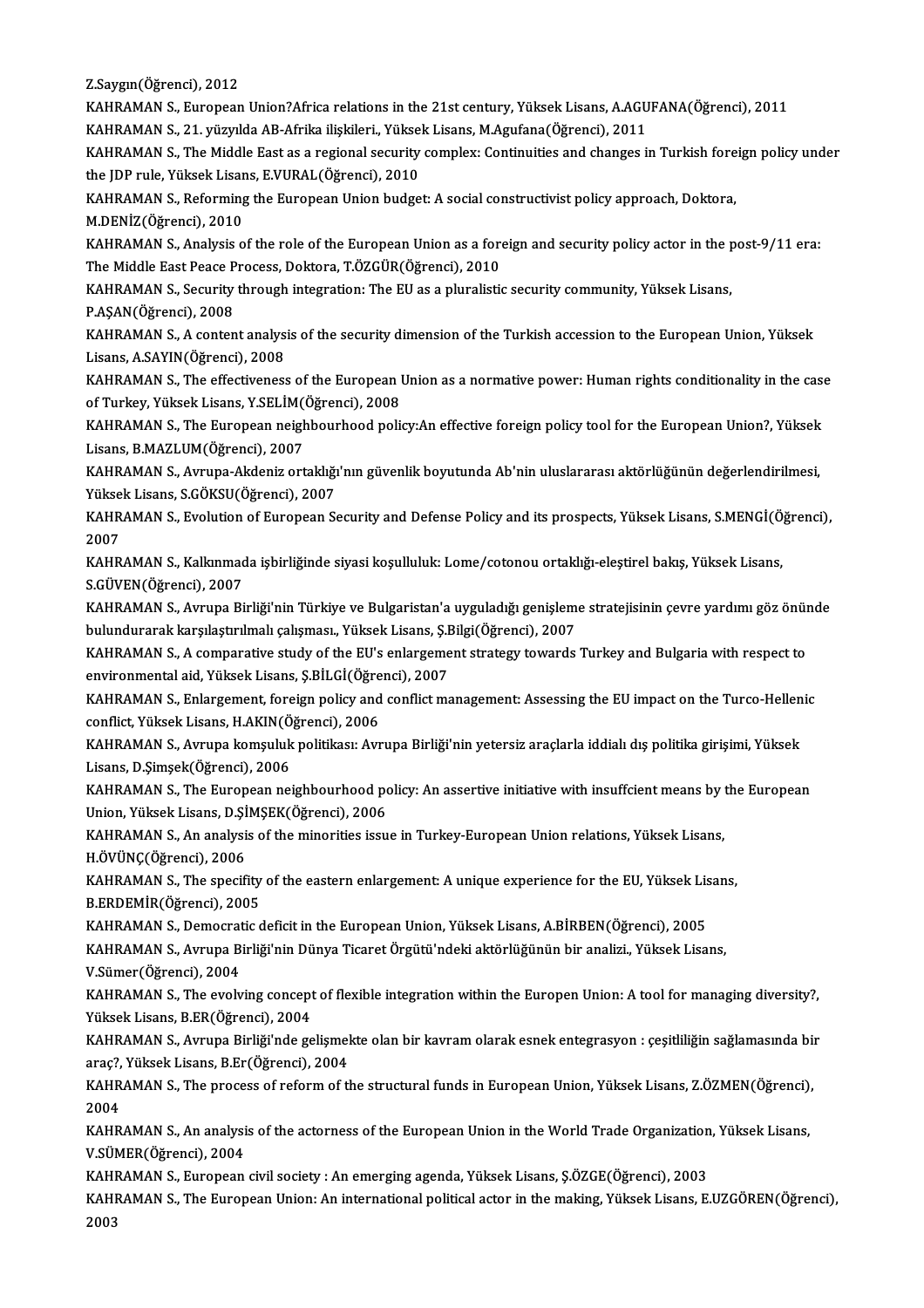Z.Saygın(Öğrenci), 2012

KAHRAMAN S., European Union?Africa relations in the 21st century, Yüksek Lisans, A.AGUFANA(Öğrenci), 2011

KAHRAMAN S., 21. yüzyılda AB-Afrika ilişkileri., Yüksek Lisans, M.Agufana(Öğrenci), 2011

KAHRAMAN S., The Middle East as a regional security complex: Continuities and changes in Turkish foreign policy under the JDP rule, Yüksek Lisans, E.VURAL(Öğrenci), 2010

KAHRAMAN S., Reforming the European Union budget: A social constructivist policy approach, Doktora, M.DENİZ(Öğrenci), 2010

KAHRAMAN S., Analysis of the role of the European Union as a foreign and security policy actor in the post-9/11 era: The Middle East Peace Process, Doktora, T.ÖZGÜR(Öğrenci), 2010

KAHRAMAN S., Security through integration: The EU as a pluralistic security community, Yüksek Lisans, P.AŞAN(Öğrenci), 2008

KAHRAMAN S., A content analysis of the security dimension of the Turkish accession to the European Union, Yüksek Lisans, A.SAYIN(Öğrenci), 2008

KAHRAMAN S., The effectiveness of the European Union as a normative power: Human rights conditionality in the case of Turkey, Yüksek Lisans, Y.SELİM(Öğrenci), 2008

KAHRAMAN S., The European neighbourhood policy:An effective foreign policy tool for the European Union?, Yüksek Lisans, B.MAZLUM(Öğrenci), 2007

KAHRAMAN S., Avrupa-Akdeniz ortaklığı'nın güvenlik boyutunda Ab'nin uluslararası aktörlüğünün değerlendirilmesi, Yüksek Lisans, S.GÖKSU(Öğrenci), 2007

KAHRAMAN S., Evolution of European Security and Defense Policy and its prospects, Yüksek Lisans, S.MENGİ(Öğrenci), 2007

KAHRAMAN S., Kalkınmada işbirliğinde siyasi koşulluluk: Lome/cotonou ortaklığı-eleştirel bakış, Yüksek Lisans, S.GÜVEN(Öğrenci), 2007

KAHRAMAN S., Avrupa Birliği'nin Türkiye ve Bulgaristan'a uyguladığı genişleme stratejisinin çevre yardımı göz önünde bulundurarak karşılaştırılmalı çalışması., Yüksek Lisans, Ş.Bilgi(Öğrenci), 2007

KAHRAMAN S., A comparative study of the EU's enlargement strategy towards Turkey and Bulgaria with respect to environmental aid, Yüksek Lisans, Ş.BİLGİ(Öğrenci), 2007

KAHRAMAN S., Enlargement, foreign policy and conflict management: Assessing the EU impact on the Turco-Hellenic conflict, Yüksek Lisans, H.AKIN(Öğrenci), 2006

KAHRAMAN S., Avrupa komşuluk politikası: Avrupa Birliği'nin yetersiz araçlarla iddialı dış politika girişimi, Yüksek Lisans, D.Şimşek(Öğrenci), 2006

KAHRAMAN S., The European neighbourhood policy: An assertive initiative with insuffcient means by the European Union, Yüksek Lisans, D.ŞİMŞEK(Öğrenci), 2006

KAHRAMAN S., An analysis of the minorities issue in Turkey-European Union relations, Yüksek Lisans, H.ÖVÜNÇ(Öğrenci), 2006

KAHRAMAN S., The specifity of the eastern enlargement: A unique experience for the EU, Yüksek Lisans, B.ERDEMİR(Öğrenci), 2005

KAHRAMAN S., Democratic deficit in the European Union, Yüksek Lisans, A.BİRBEN(Öğrenci), 2005

KAHRAMAN S., Avrupa Birliği'nin Dünya Ticaret Örgütü'ndeki aktörlüğünün bir analizi., Yüksek Lisans, V.Sümer(Öğrenci), 2004

KAHRAMAN S., The evolving concept of flexible integration within the Europen Union: A tool for managing diversity?, Yüksek Lisans, B.ER(Öğrenci), 2004

KAHRAMAN S., Avrupa Birliği'nde gelişmekte olan bir kavram olarak esnek entegrasyon : çeşitliliğin sağlamasında bir araç?, Yüksek Lisans, B.Er(Öğrenci), 2004

KAHRAMAN S., The process of reform of the structural funds in European Union, Yüksek Lisans, Z.ÖZMEN(Öğrenci), 2004

KAHRAMAN S., An analysis of the actorness of the European Union in the World Trade Organization, Yüksek Lisans, V.SÜMER(Öğrenci), 2004

KAHRAMAN S., European civil society : An emerging agenda, Yüksek Lisans, Ş.ÖZGE(Öğrenci), 2003

KAHRAMAN S., The European Union: An international political actor in the making, Yüksek Lisans, E.UZGÖREN(Öğrenci), 2003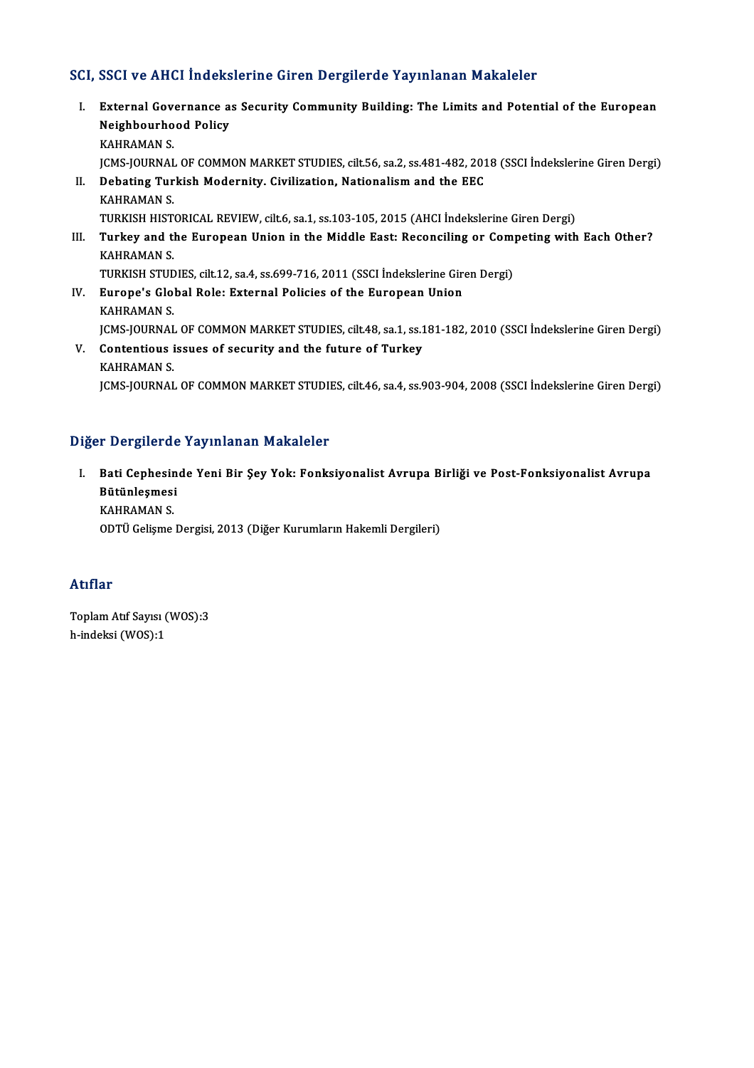## SCI, SSCI ve AHCI İndekslerine Giren Dergilerde Yayınlanan Makaleler

I. **External Governance as Security Community Building: The Limits and Potential of the European Neighbourhood Policy**
   KAHRAMAN S.
   JCMS-JOURNAL OF COMMON MARKET STUDIES, cilt.56, sa.2, ss.481-482, 2018 (SSCI İndekslerine Giren Dergi)
II. **Debating Turkish Modernity. Civilization, Nationalism and the EEC**
   KAHRAMAN S.
   TURKISH HISTORICAL REVIEW, cilt.6, sa.1, ss.103-105, 2015 (AHCI İndekslerine Giren Dergi)
III. **Turkey and the European Union in the Middle East: Reconciling or Competing with Each Other?**
   KAHRAMAN S.
   TURKISH STUDIES, cilt.12, sa.4, ss.699-716, 2011 (SSCI İndekslerine Giren Dergi)
IV. **Europe's Global Role: External Policies of the European Union**
   KAHRAMAN S.
   JCMS-JOURNAL OF COMMON MARKET STUDIES, cilt.48, sa.1, ss.181-182, 2010 (SSCI İndekslerine Giren Dergi)
V. **Contentious issues of security and the future of Turkey**
   KAHRAMAN S.
   JCMS-JOURNAL OF COMMON MARKET STUDIES, cilt.46, sa.4, ss.903-904, 2008 (SSCI İndekslerine Giren Dergi)

## Diğer Dergilerde Yayınlanan Makaleler

I. **Bati Cephesinde Yeni Bir Şey Yok: Fonksiyonalist Avrupa Birliği ve Post-Fonksiyonalist Avrupa Bütünleşmesi**
   KAHRAMAN S.
   ODTÜ Gelişme Dergisi, 2013 (Diğer Kurumların Hakemli Dergileri)

## Atıflar

Toplam Atıf Sayısı (WOS):3
h-indeksi (WOS):1